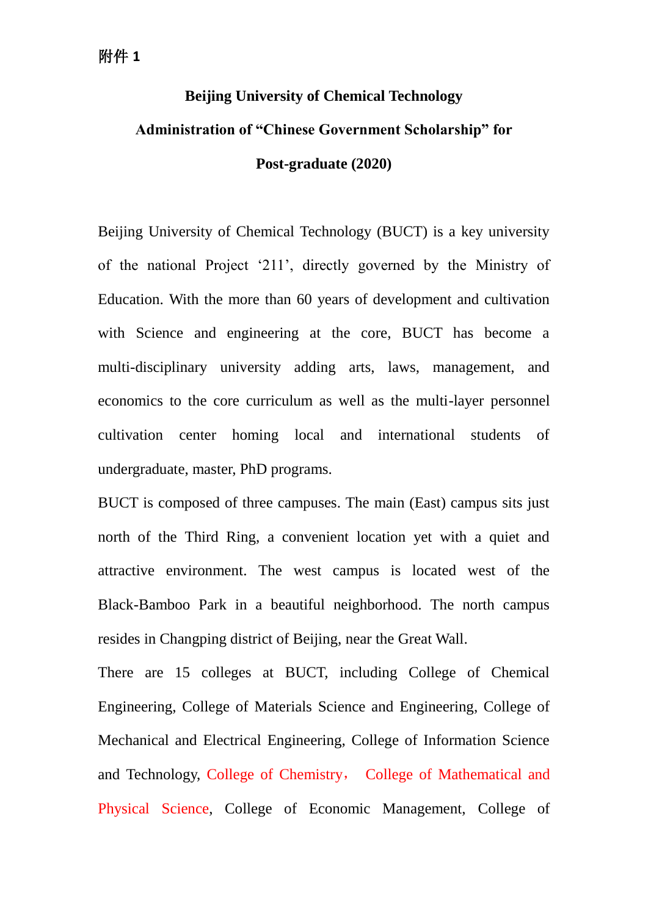**附件 1**

# Beijing University of Chemical Technology

## Administration of "Chinese Government Scholarship" for Post-graduate (2020)

Beijing University of Chemical Technology (BUCT) is a key university of the national Project '211', directly governed by the Ministry of Education. With the more than 60 years of development and cultivation with Science and engineering at the core, BUCT has become a multi-disciplinary university adding arts, laws, management, and economics to the core curriculum as well as the multi-layer personnel cultivation center homing local and international students of undergraduate, master, PhD programs.

BUCT is composed of three campuses. The main (East) campus sits just north of the Third Ring, a convenient location yet with a quiet and attractive environment. The west campus is located west of the Black-Bamboo Park in a beautiful neighborhood. The north campus resides in Changping district of Beijing, near the Great Wall.

There are 15 colleges at BUCT, including College of Chemical Engineering, College of Materials Science and Engineering, College of Mechanical and Electrical Engineering, College of Information Science and Technology, College of Chemistry， College of Mathematical and Physical Science, College of Economic Management, College of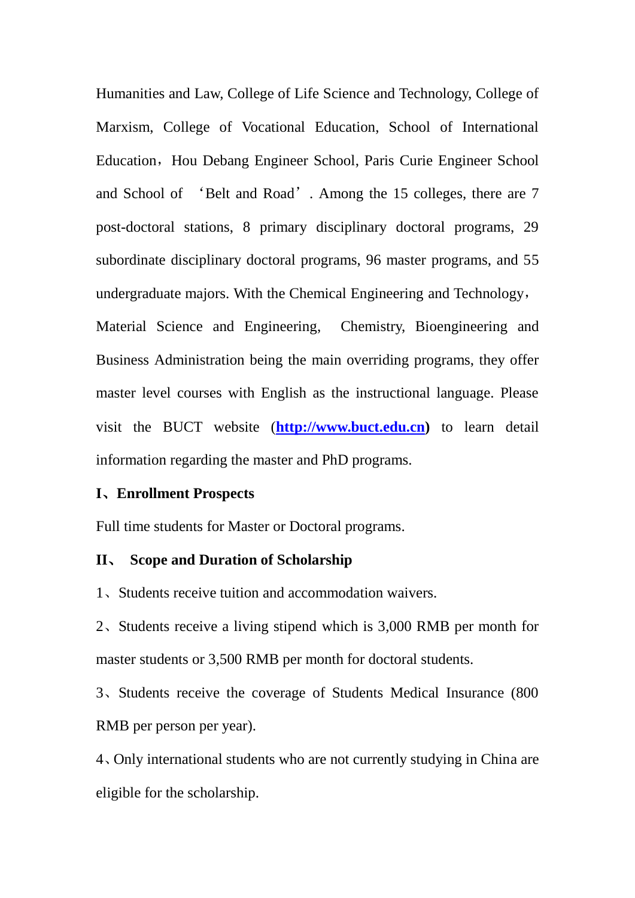Humanities and Law, College of Life Science and Technology, College of Marxism, College of Vocational Education, School of International Education，Hou Debang Engineer School, Paris Curie Engineer School and School of ‘Belt and Road’. Among the 15 colleges, there are 7 post-doctoral stations, 8 primary disciplinary doctoral programs, 29 subordinate disciplinary doctoral programs, 96 master programs, and 55 undergraduate majors. With the Chemical Engineering and Technology，Material Science and Engineering, Chemistry, Bioengineering and Business Administration being the main overriding programs, they offer master level courses with English as the instructional language. Please visit the BUCT website (**http://www.buct.edu.cn**) to learn detail information regarding the master and PhD programs.

**I、Enrollment Prospects**

Full time students for Master or Doctoral programs.

**II、 Scope and Duration of Scholarship**

1、Students receive tuition and accommodation waivers.

2、Students receive a living stipend which is 3,000 RMB per month for master students or 3,500 RMB per month for doctoral students.

3、Students receive the coverage of Students Medical Insurance (800 RMB per person per year).

4、Only international students who are not currently studying in China are eligible for the scholarship.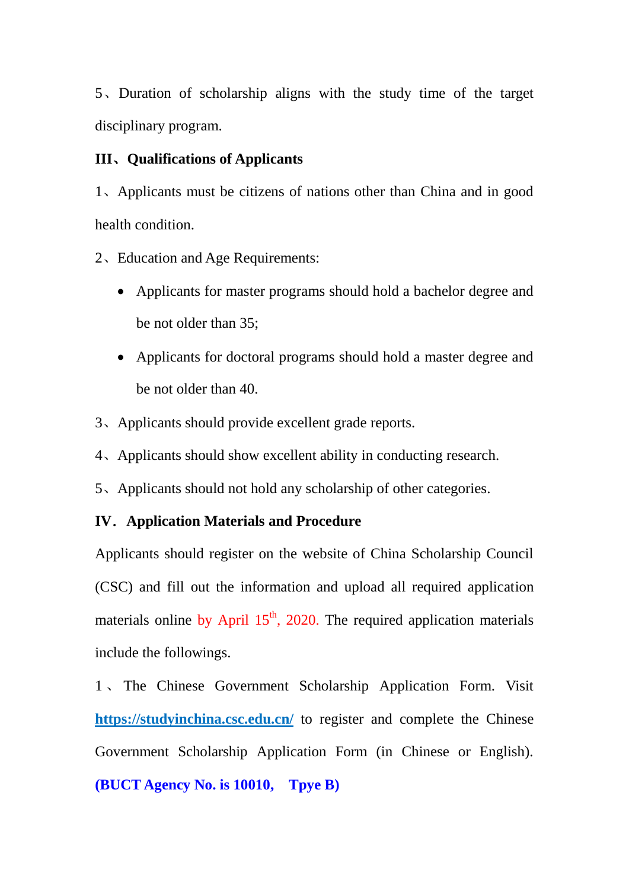5、Duration of scholarship aligns with the study time of the target disciplinary program.

## III、Qualifications of Applicants

1、Applicants must be citizens of nations other than China and in good health condition.

2、Education and Age Requirements:

- Applicants for master programs should hold a bachelor degree and be not older than 35;
- Applicants for doctoral programs should hold a master degree and be not older than 40.

3、Applicants should provide excellent grade reports.

4、Applicants should show excellent ability in conducting research.

5、Applicants should not hold any scholarship of other categories.

## IV. Application Materials and Procedure

Applicants should register on the website of China Scholarship Council (CSC) and fill out the information and upload all required application materials online by April 15th, 2020. The required application materials include the followings.

1、The Chinese Government Scholarship Application Form. Visit **https://studyinchina.csc.edu.cn/** to register and complete the Chinese Government Scholarship Application Form (in Chinese or English). **(BUCT Agency No. is 10010, Tpye B)**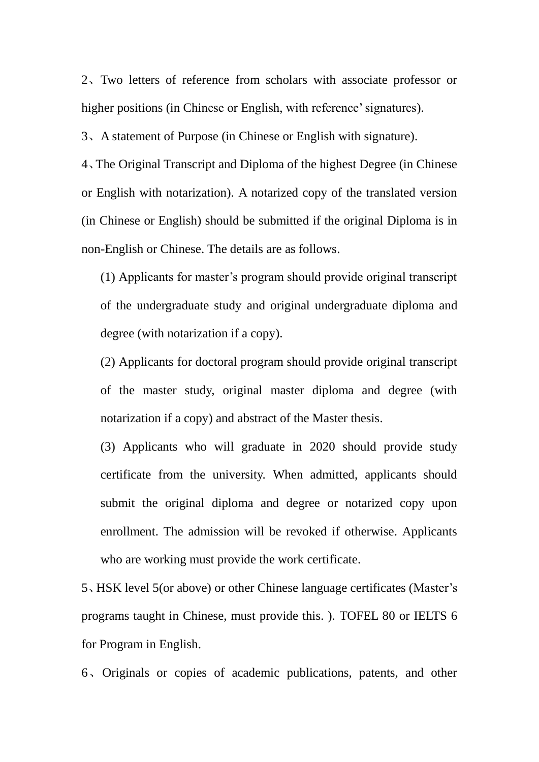2、Two letters of reference from scholars with associate professor or higher positions (in Chinese or English, with reference' signatures).

3、A statement of Purpose (in Chinese or English with signature).

4、The Original Transcript and Diploma of the highest Degree (in Chinese or English with notarization). A notarized copy of the translated version (in Chinese or English) should be submitted if the original Diploma is in non-English or Chinese. The details are as follows.

(1) Applicants for master's program should provide original transcript of the undergraduate study and original undergraduate diploma and degree (with notarization if a copy).

(2) Applicants for doctoral program should provide original transcript of the master study, original master diploma and degree (with notarization if a copy) and abstract of the Master thesis.

(3) Applicants who will graduate in 2020 should provide study certificate from the university. When admitted, applicants should submit the original diploma and degree or notarized copy upon enrollment. The admission will be revoked if otherwise. Applicants who are working must provide the work certificate.

5、HSK level 5(or above) or other Chinese language certificates (Master's programs taught in Chinese, must provide this. ). TOFEL 80 or IELTS 6 for Program in English.

6、Originals or copies of academic publications, patents, and other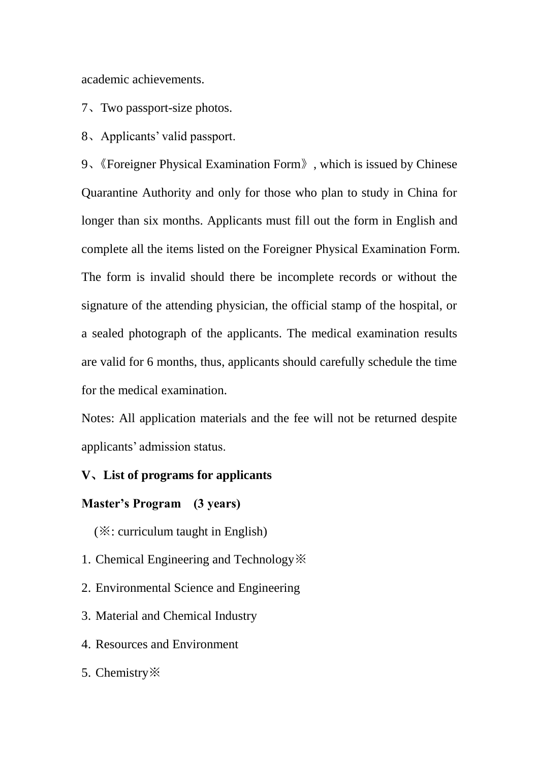academic achievements.

7、Two passport-size photos.

8、Applicants' valid passport.

9、《Foreigner Physical Examination Form》, which is issued by Chinese Quarantine Authority and only for those who plan to study in China for longer than six months. Applicants must fill out the form in English and complete all the items listed on the Foreigner Physical Examination Form. The form is invalid should there be incomplete records or without the signature of the attending physician, the official stamp of the hospital, or a sealed photograph of the applicants. The medical examination results are valid for 6 months, thus, applicants should carefully schedule the time for the medical examination.

Notes: All application materials and the fee will not be returned despite applicants' admission status.

**V、List of programs for applicants**

**Master's Program (3 years)**

(※: curriculum taught in English)

1. Chemical Engineering and Technology※
2. Environmental Science and Engineering
3. Material and Chemical Industry
4. Resources and Environment
5. Chemistry※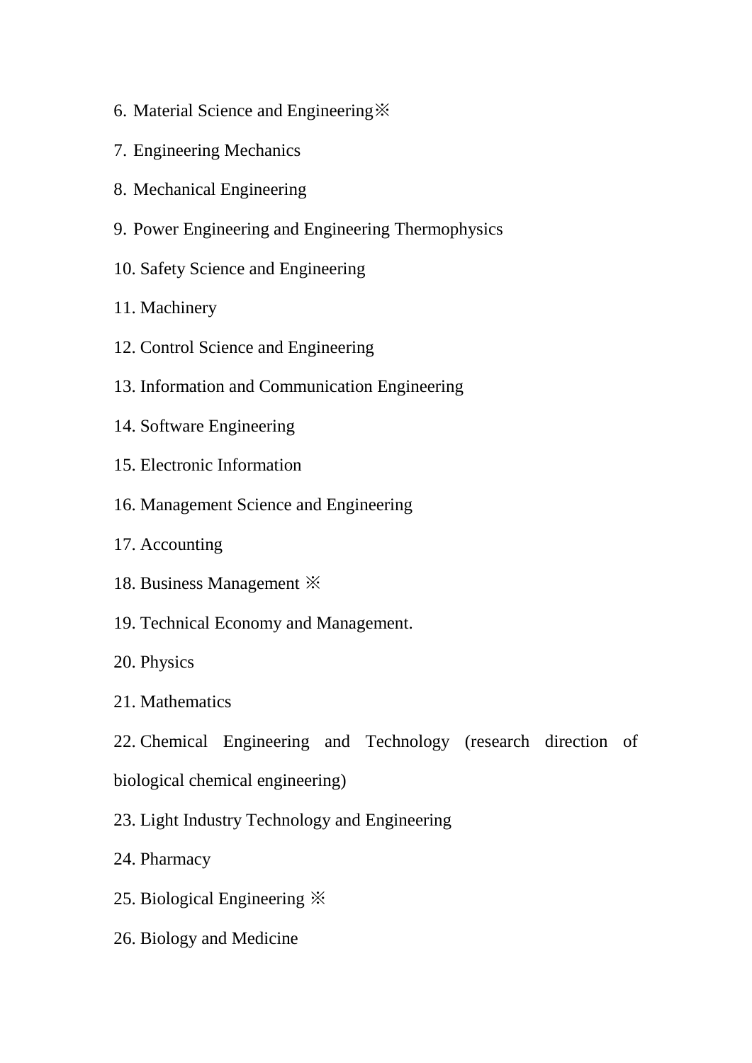6. Material Science and Engineering※

7. Engineering Mechanics

8. Mechanical Engineering

9. Power Engineering and Engineering Thermophysics

10. Safety Science and Engineering

11. Machinery

12. Control Science and Engineering

13. Information and Communication Engineering

14. Software Engineering

15. Electronic Information

16. Management Science and Engineering

17. Accounting

18. Business Management ※

19. Technical Economy and Management.

20. Physics

21. Mathematics

22. Chemical Engineering and Technology (research direction of biological chemical engineering)

23. Light Industry Technology and Engineering

24. Pharmacy

25. Biological Engineering ※

26. Biology and Medicine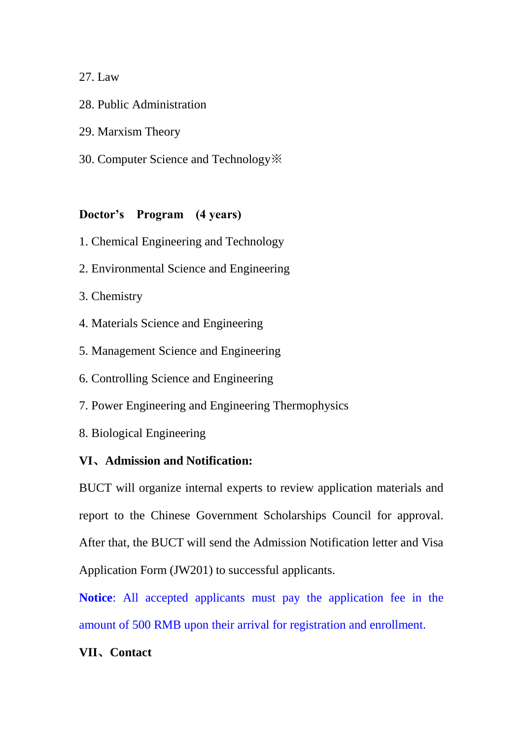27. Law

28. Public Administration

29. Marxism Theory

30. Computer Science and Technology※

**Doctor's Program (4 years)**

1. Chemical Engineering and Technology

2. Environmental Science and Engineering

3. Chemistry

4. Materials Science and Engineering

5. Management Science and Engineering

6. Controlling Science and Engineering

7. Power Engineering and Engineering Thermophysics

8. Biological Engineering

**VI、Admission and Notification:**

BUCT will organize internal experts to review application materials and report to the Chinese Government Scholarships Council for approval. After that, the BUCT will send the Admission Notification letter and Visa Application Form (JW201) to successful applicants.

**Notice**: All accepted applicants must pay the application fee in the amount of 500 RMB upon their arrival for registration and enrollment.

**VII、Contact**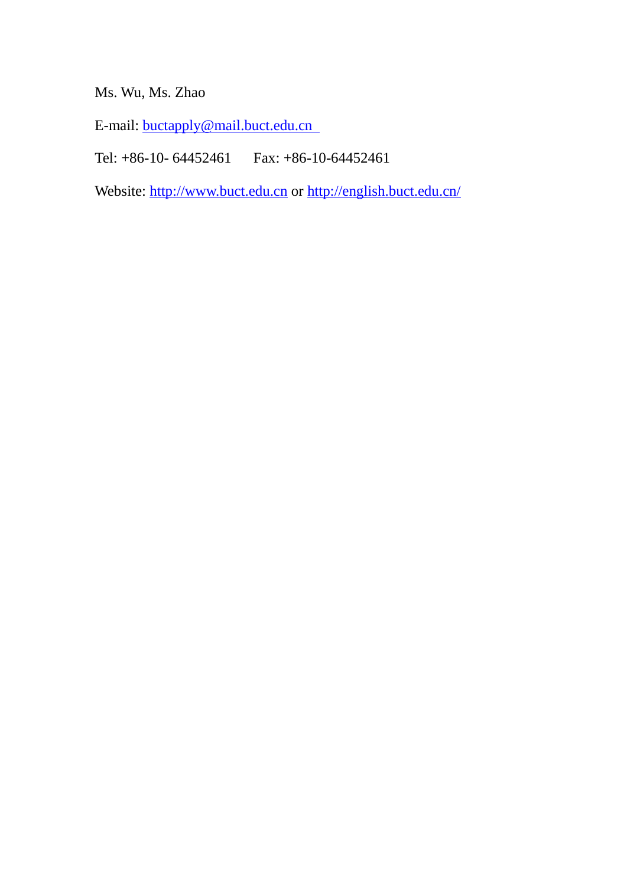Ms. Wu, Ms. Zhao

E-mail: buctapply@mail.buct.edu.cn

Tel: +86-10- 64452461 Fax: +86-10-64452461

Website: http://www.buct.edu.cn or http://english.buct.edu.cn/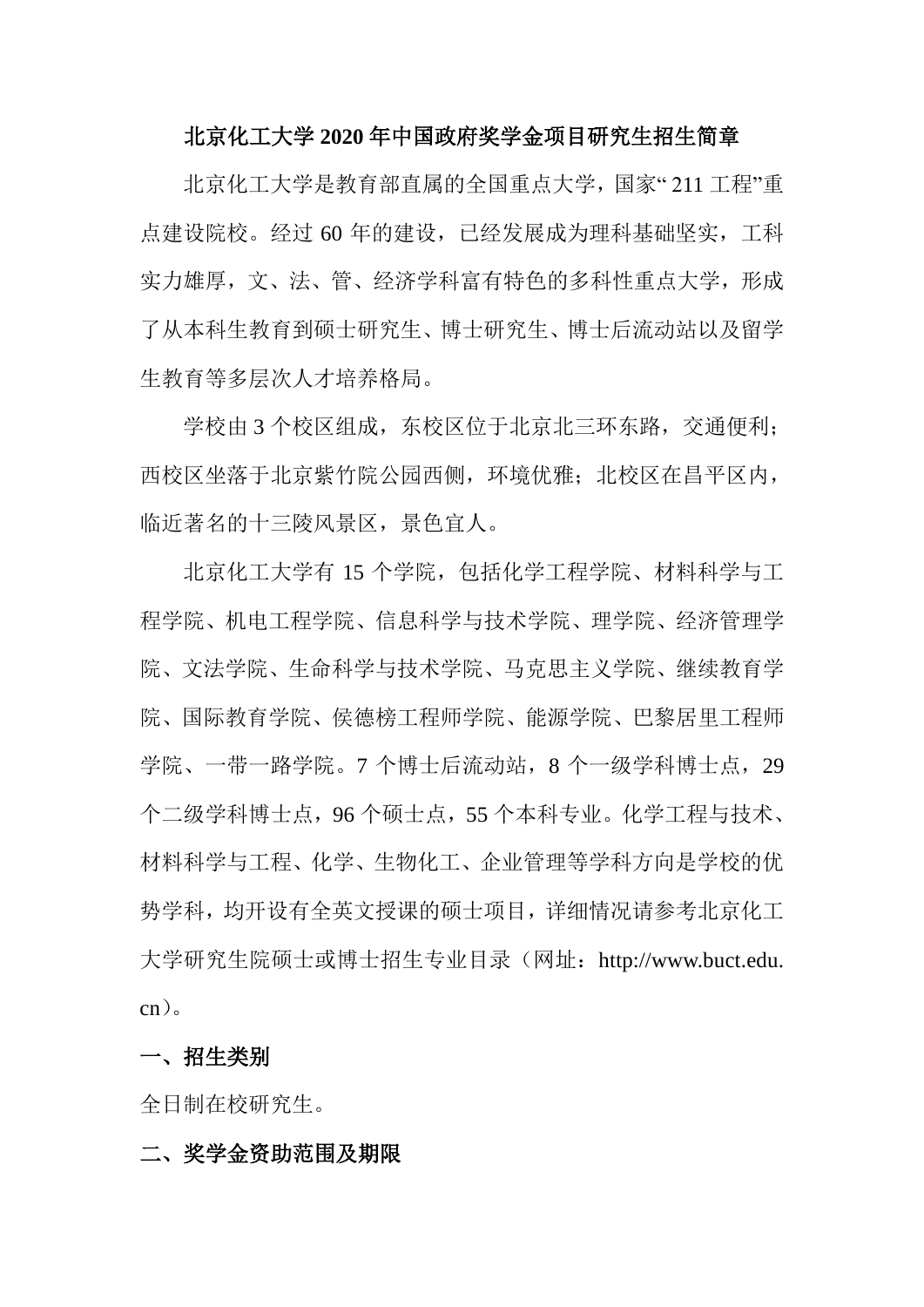# 北京化工大学2020年中国政府奖学金项目研究生招生简章

北京化工大学是教育部直属的全国重点大学，国家“211工程”重点建设院校。经过60年的建设，已经发展成为理科基础坚实，工科实力雄厚，文、法、管、经济学科富有特色的多科性重点大学，形成了从本科生教育到硕士研究生、博士研究生、博士后流动站以及留学生教育等多层次人才培养格局。

学校由3个校区组成，东校区位于北京北三环东路，交通便利；西校区坐落于北京紫竹院公园西侧，环境优雅；北校区在昌平区内，临近著名的十三陵风景区，景色宜人。

北京化工大学有15个学院，包括化学工程学院、材料科学与工程学院、机电工程学院、信息科学与技术学院、理学院、经济管理学院、文法学院、生命科学与技术学院、马克思主义学院、继续教育学院、国际教育学院、侯德榜工程师学院、能源学院、巴黎居里工程师学院、一带一路学院。7个博士后流动站，8个一级学科博士点，29个二级学科博士点，96个硕士点，55个本科专业。化学工程与技术、材料科学与工程、化学、生物化工、企业管理等学科方向是学校的优势学科，均开设有全英文授课的硕士项目，详细情况请参考北京化工大学研究生院硕士或博士招生专业目录（网址：http://www.buct.edu.cn）。

## 一、招生类别

全日制在校研究生。

## 二、奖学金资助范围及期限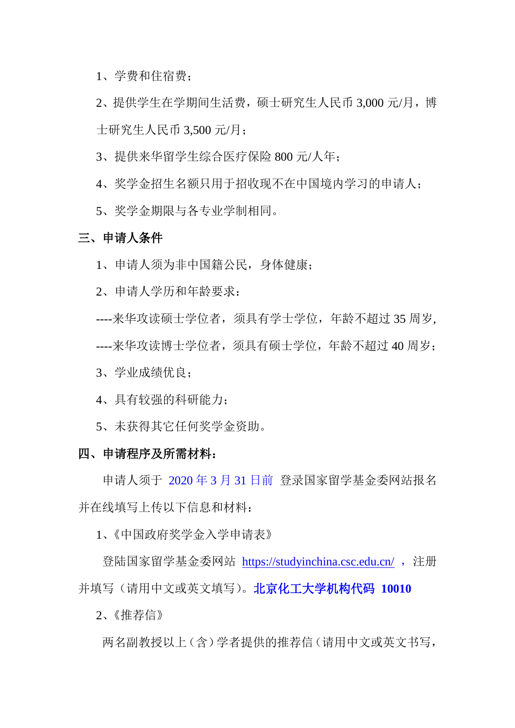1、学费和住宿费；

2、提供学生在学期间生活费，硕士研究生人民币 3,000 元/月，博士研究生人民币 3,500 元/月；

3、提供来华留学生综合医疗保险 800 元/人年；

4、奖学金招生名额只用于招收现不在中国境内学习的申请人；

5、奖学金期限与各专业学制相同。

## 三、申请人条件

1、申请人须为非中国籍公民，身体健康；

2、申请人学历和年龄要求：

----来华攻读硕士学位者，须具有学士学位，年龄不超过 35 周岁,

----来华攻读博士学位者，须具有硕士学位，年龄不超过 40 周岁；

3、学业成绩优良；

4、具有较强的科研能力；

5、未获得其它任何奖学金资助。

## 四、申请程序及所需材料：

申请人须于 2020 年 3 月 31 日前 登录国家留学基金委网站报名并在线填写上传以下信息和材料：

1、《中国政府奖学金入学申请表》

登陆国家留学基金委网站 https://studyinchina.csc.edu.cn/ ，注册并填写（请用中文或英文填写）。**北京化工大学机构代码 10010**

2、《推荐信》

两名副教授以上（含）学者提供的推荐信（请用中文或英文书写，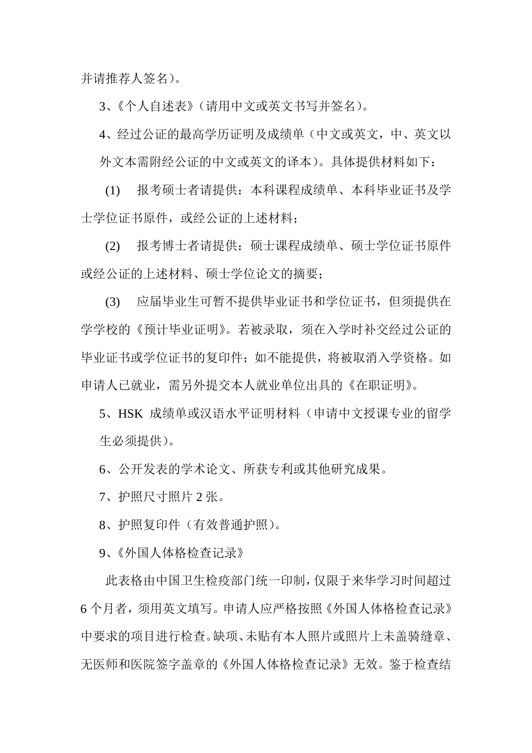并请推荐人签名）。

3、《个人自述表》（请用中文或英文书写并签名）。

4、经过公证的最高学历证明及成绩单（中文或英文，中、英文以外文本需附经公证的中文或英文的译本）。具体提供材料如下：

(1) 报考硕士者请提供：本科课程成绩单、本科毕业证书及学士学位证书原件，或经公证的上述材料；

(2) 报考博士者请提供：硕士课程成绩单、硕士学位证书原件或经公证的上述材料、硕士学位论文的摘要；

(3) 应届毕业生可暂不提供毕业证书和学位证书，但须提供在学学校的《预计毕业证明》。若被录取，须在入学时补交经过公证的毕业证书或学位证书的复印件；如不能提供，将被取消入学资格。如申请人已就业，需另外提交本人就业单位出具的《在职证明》。

5、HSK 成绩单或汉语水平证明材料（申请中文授课专业的留学生必须提供）。

6、公开发表的学术论文、所获专利或其他研究成果。

7、护照尺寸照片 2 张。

8、护照复印件（有效普通护照）。

9、《外国人体格检查记录》

此表格由中国卫生检疫部门统一印制，仅限于来华学习时间超过 6 个月者，须用英文填写。申请人应严格按照《外国人体格检查记录》中要求的项目进行检查。缺项、未贴有本人照片或照片上未盖骑缝章、无医师和医院签字盖章的《外国人体格检查记录》无效。鉴于检查结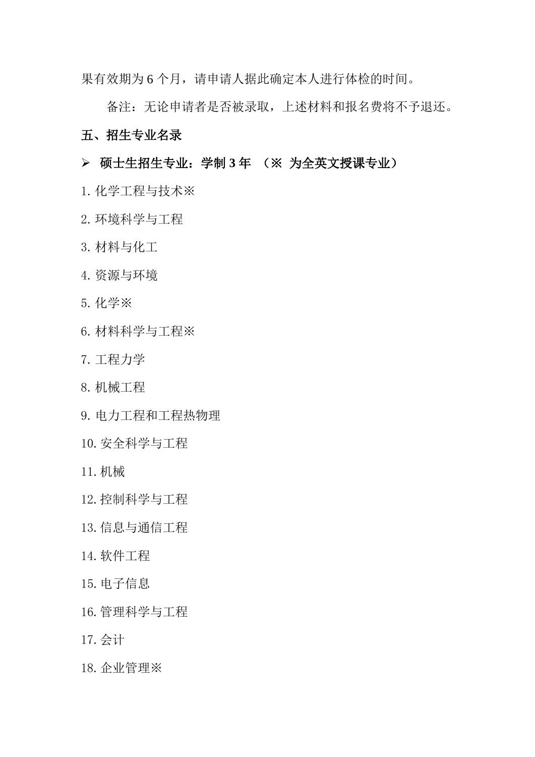果有效期为 6 个月，请申请人据此确定本人进行体检的时间。

备注：无论申请者是否被录取，上述材料和报名费将不予退还。

## 五、招生专业名录

➢ **硕士生招生专业：学制 3 年 （※ 为全英文授课专业）**

1. 化学工程与技术※
2. 环境科学与工程
3. 材料与化工
4. 资源与环境
5. 化学※
6. 材料科学与工程※
7. 工程力学
8. 机械工程
9. 电力工程和工程热物理
10. 安全科学与工程
11. 机械
12. 控制科学与工程
13. 信息与通信工程
14. 软件工程
15. 电子信息
16. 管理科学与工程
17. 会计
18. 企业管理※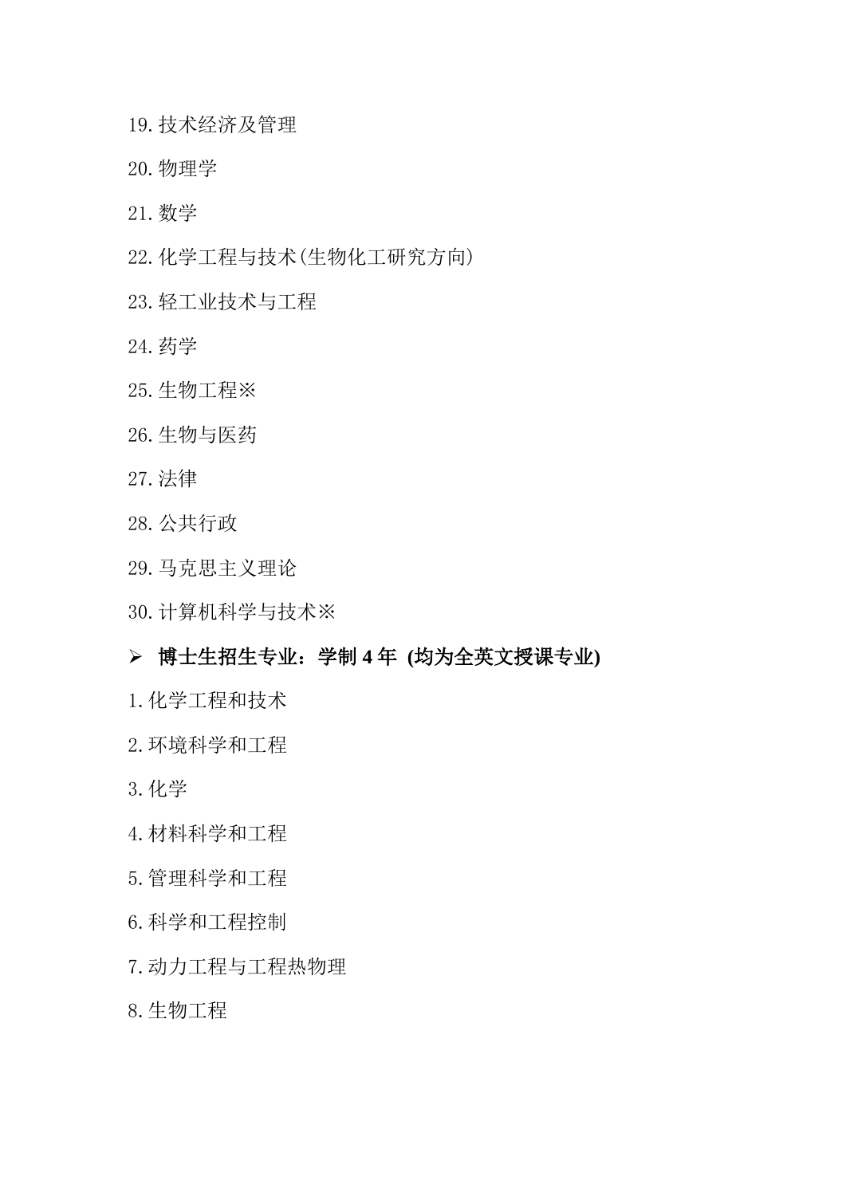19.技术经济及管理

20.物理学

21.数学

22.化学工程与技术(生物化工研究方向)

23.轻工业技术与工程

24.药学

25.生物工程※

26.生物与医药

27.法律

28.公共行政

29.马克思主义理论

30.计算机科学与技术※

- **博士生招生专业：学制 4 年 (均为全英文授课专业)**

1.化学工程和技术

2.环境科学和工程

3.化学

4.材料科学和工程

5.管理科学和工程

6.科学和工程控制

7.动力工程与工程热物理

8.生物工程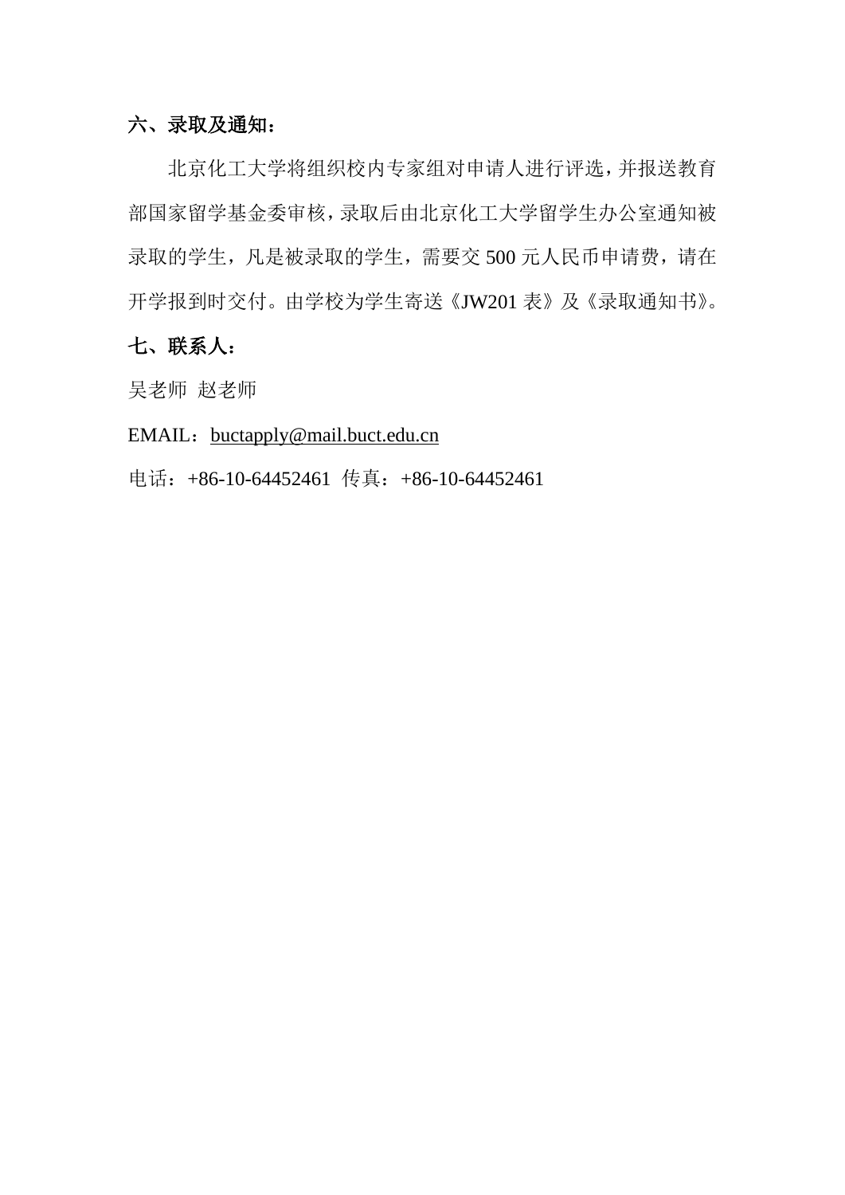**六、录取及通知：**

北京化工大学将组织校内专家组对申请人进行评选，并报送教育部国家留学基金委审核，录取后由北京化工大学留学生办公室通知被录取的学生，凡是被录取的学生，需要交 500 元人民币申请费，请在开学报到时交付。由学校为学生寄送《JW201 表》及《录取通知书》。

**七、联系人：**

吴老师 赵老师

EMAIL：buctapply@mail.buct.edu.cn

电话：+86-10-64452461 传真：+86-10-64452461